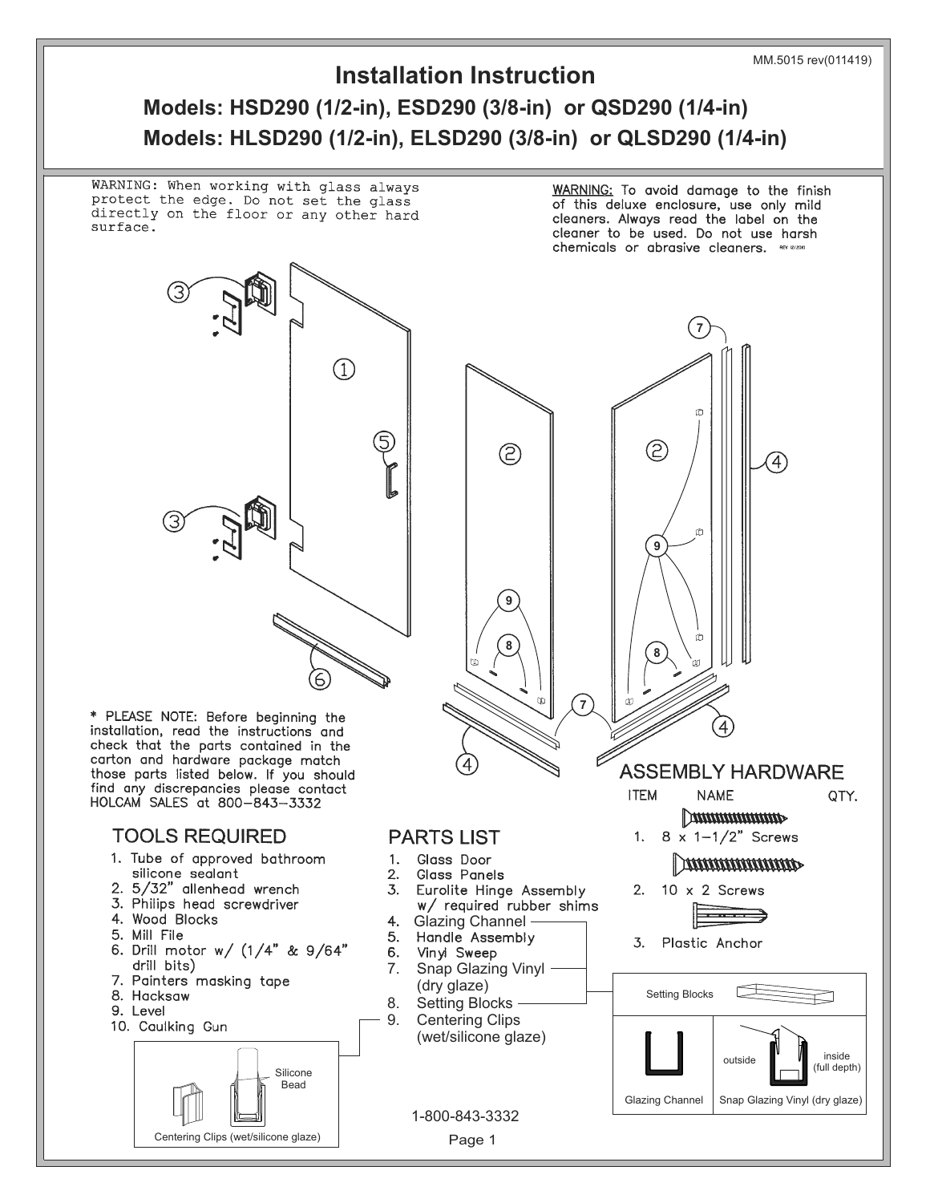MM.5015 rev(011419)

# Installation Instruction

## Models: HSD290 (1/2-in), ESD290 (3/8-in) or QSD290 (1/4-in)
## Models: HLSD290 (1/2-in), ELSD290 (3/8-in) or QLSD290 (1/4-in)

WARNING: When working with glass always protect the edge. Do not set the glass directly on the floor or any other hard surface.

WARNING: To avoid damage to the finish of this deluxe enclosure, use only mild cleaners. Always read the label on the cleaner to be used. Do not use harsh chemicals or abrasive cleaners.

\* PLEASE NOTE: Before beginning the installation, read the instructions and check that the parts contained in the carton and hardware package match those parts listed below. If you should find any discrepancies please contact HOLCAM SALES at 800-843-3332

### TOOLS REQUIRED

1. Tube of approved bathroom silicone sealant
2. 5/32" allenhead wrench
3. Philips head screwdriver
4. Wood Blocks
5. Mill File
6. Drill motor w/ (1/4" & 9/64" drill bits)
7. Painters masking tape
8. Hacksaw
9. Level
10. Caulking Gun

Silicone Bead

Centering Clips (wet/silicone glaze)

### PARTS LIST

1. Glass Door
2. Glass Panels
3. Eurolite Hinge Assembly w/ required rubber shims
4. Glazing Channel
5. Handle Assembly
6. Vinyl Sweep
7. Snap Glazing Vinyl (dry glaze)
8. Setting Blocks
9. Centering Clips (wet/silicone glaze)

### ASSEMBLY HARDWARE

| ITEM | NAME | QTY. |
|---|---|---|
| 1. | 8 x 1-1/2" Screws | |
| 2. | 10 x 2 Screws | |
| 3. | Plastic Anchor | |

Setting Blocks

Glazing Channel

Snap Glazing Vinyl (dry glaze)

outside

inside (full depth)

1-800-843-3332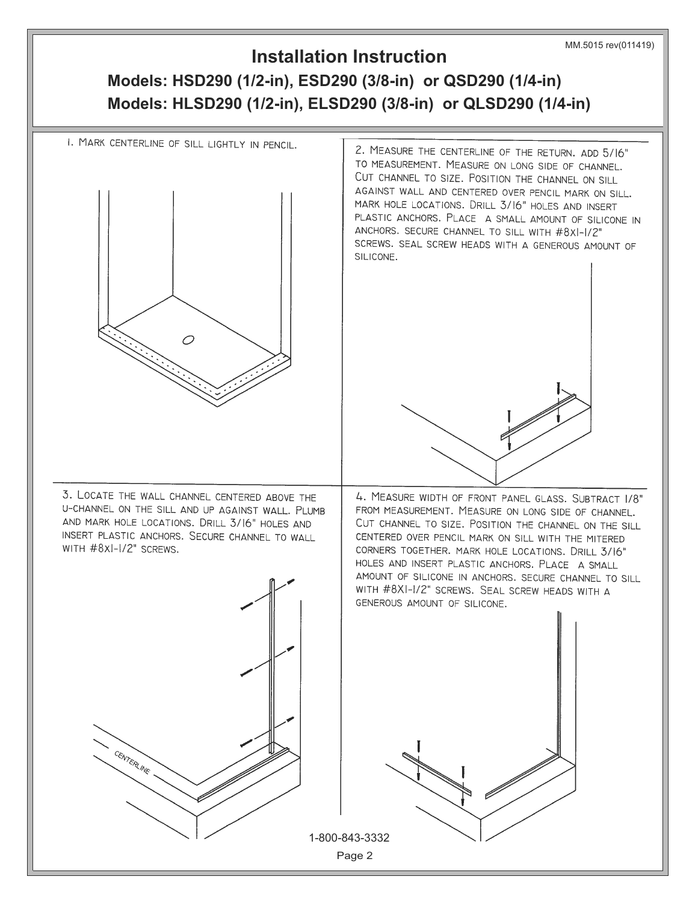MM.5015 rev(011419)

# Installation Instruction

## Models: HSD290 (1/2-in), ESD290 (3/8-in) or QSD290 (1/4-in)

## Models: HLSD290 (1/2-in), ELSD290 (3/8-in) or QLSD290 (1/4-in)

1. Mark centerline of sill lightly in pencil.

2. Measure the centerline of the return. Add 5/16" to measurement. Measure on long side of channel. Cut channel to size. Position the channel on sill against wall and centered over pencil mark on sill. Mark hole locations. Drill 3/16" holes and insert plastic anchors. Place a small amount of silicone in anchors. Secure channel to sill with #8x1-1/2" screws. Seal screw heads with a generous amount of silicone.

3. Locate the wall channel centered above the U-channel on the sill and up against wall. Plumb and mark hole locations. Drill 3/16" holes and insert plastic anchors. Secure channel to wall with #8x1-1/2" screws.

CENTERLINE

4. Measure width of front panel glass. Subtract 1/8" from measurement. Measure on long side of channel. Cut channel to size. Position the channel on the sill centered over pencil mark on sill with the mitered corners together. Mark hole locations. Drill 3/16" holes and insert plastic anchors. Place a small amount of silicone in anchors. Secure channel to sill with #8x1-1/2" screws. Seal screw heads with a generous amount of silicone.

1-800-843-3332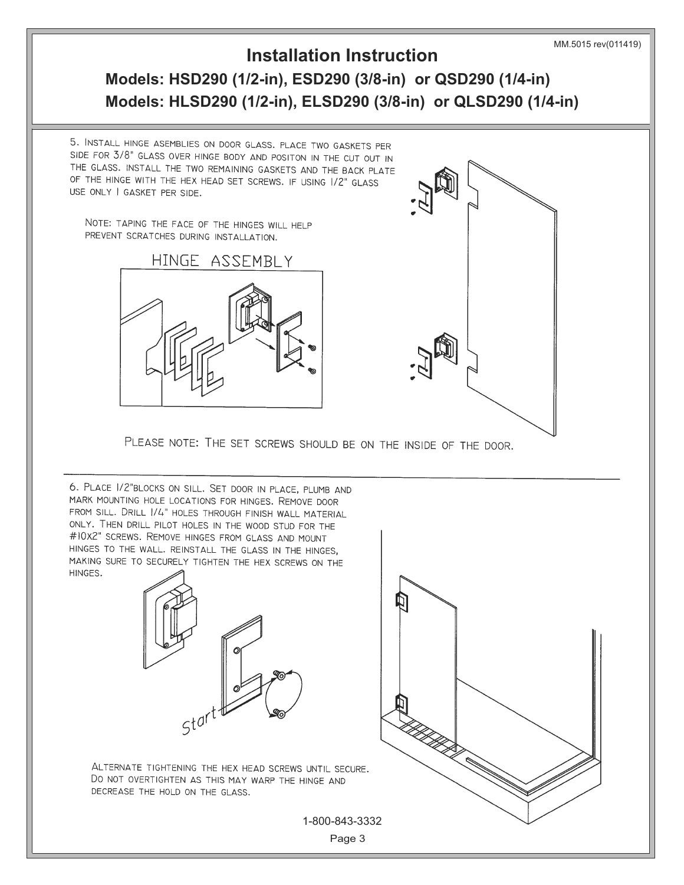MM.5015 rev(011419)

# Installation Instruction

## Models: HSD290 (1/2-in), ESD290 (3/8-in) or QSD290 (1/4-in)

## Models: HLSD290 (1/2-in), ELSD290 (3/8-in) or QLSD290 (1/4-in)

5. Install hinge asemblies on door glass. Place two gaskets per side for 3/8" glass over hinge body and positon in the cut out in the glass. Install the two remaining gaskets and the back plate of the hinge with the hex head set screws. If using 1/2" glass use only 1 gasket per side.

Note: Taping the face of the hinges will help prevent scratches during installation.

HINGE ASSEMBLY

Please note: The set screws should be on the inside of the door.

6. Place 1/2" blocks on sill. Set door in place, plumb and mark mounting hole locations for hinges. Remove door from sill. Drill 1/4" holes through finish wall material only. Then drill pilot holes in the wood stud for the #10x2" screws. Remove hinges from glass and mount hinges to the wall. Reinstall the glass in the hinges, making sure to securely tighten the hex screws on the hinges.

Start

Alternate tightening the hex head screws until secure. Do not overtighten as this may warp the hinge and decrease the hold on the glass.

1-800-843-3332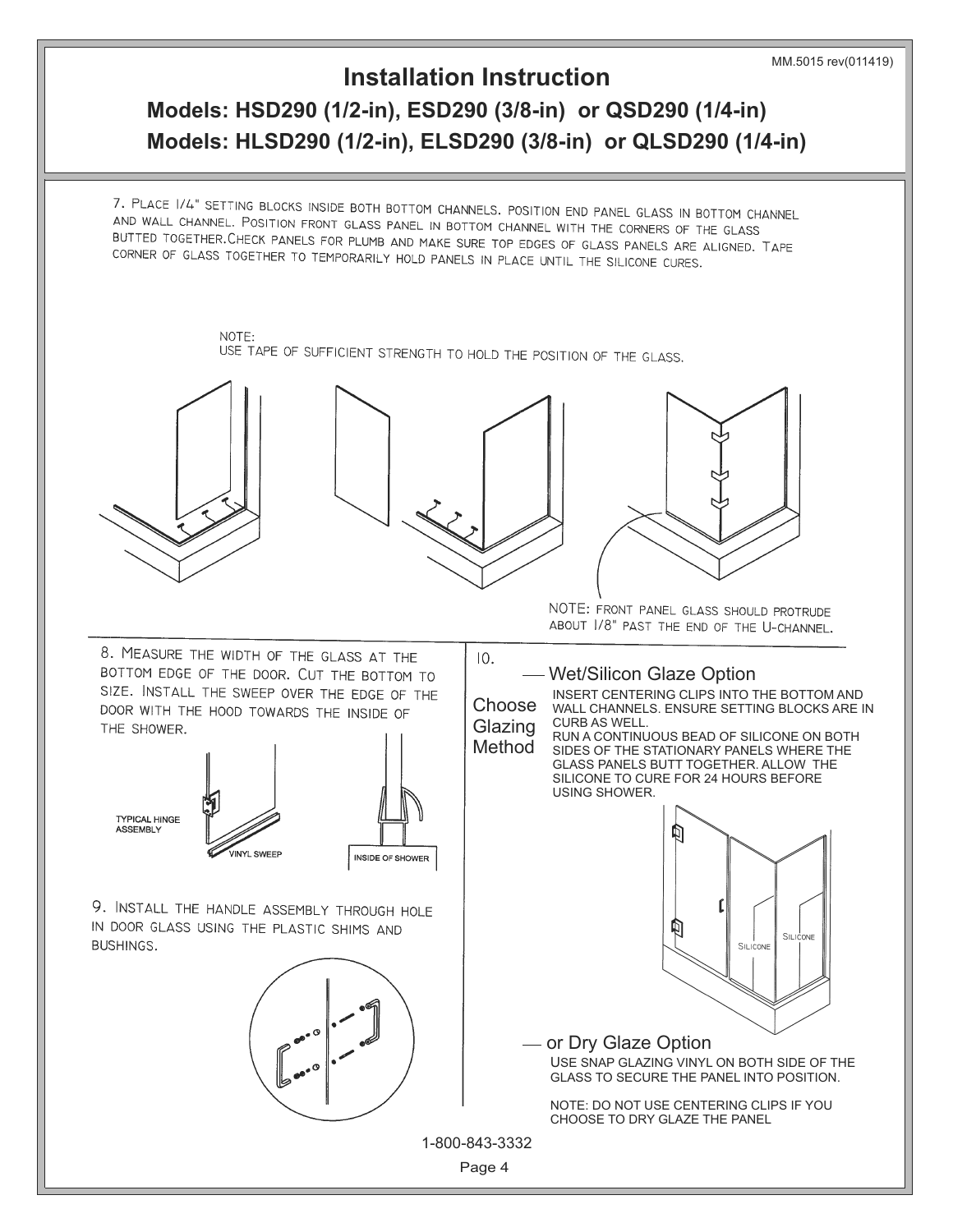MM.5015 rev(011419)

# Installation Instruction

## Models: HSD290 (1/2-in), ESD290 (3/8-in) or QSD290 (1/4-in)
## Models: HLSD290 (1/2-in), ELSD290 (3/8-in) or QLSD290 (1/4-in)

7. Place 1/4" setting blocks inside both bottom channels. Position end panel glass in bottom channel and wall channel. Position front glass panel in bottom channel with the corners of the glass butted together. Check panels for plumb and make sure top edges of glass panels are aligned. Tape corner of glass together to temporarily hold panels in place until the silicone cures.

NOTE:
Use tape of sufficient strength to hold the position of the glass.

NOTE: Front panel glass should protrude about 1/8" past the end of the U-channel.

8. Measure the width of the glass at the bottom edge of the door. Cut the bottom to size. Install the sweep over the edge of the door with the hood towards the inside of the shower.

TYPICAL HINGE ASSEMBLY

VINYL SWEEP

INSIDE OF SHOWER

9. Install the handle assembly through hole in door glass using the plastic shims and bushings.

10.

Choose Glazing Method

— Wet/Silicon Glaze Option

INSERT CENTERING CLIPS INTO THE BOTTOM AND WALL CHANNELS. ENSURE SETTING BLOCKS ARE IN CURB AS WELL.
RUN A CONTINUOUS BEAD OF SILICONE ON BOTH SIDES OF THE STATIONARY PANELS WHERE THE GLASS PANELS BUTT TOGETHER. ALLOW THE SILICONE TO CURE FOR 24 HOURS BEFORE USING SHOWER.

Silicone

Silicone

— or Dry Glaze Option

USE SNAP GLAZING VINYL ON BOTH SIDE OF THE GLASS TO SECURE THE PANEL INTO POSITION.

NOTE: DO NOT USE CENTERING CLIPS IF YOU CHOOSE TO DRY GLAZE THE PANEL

1-800-843-3332